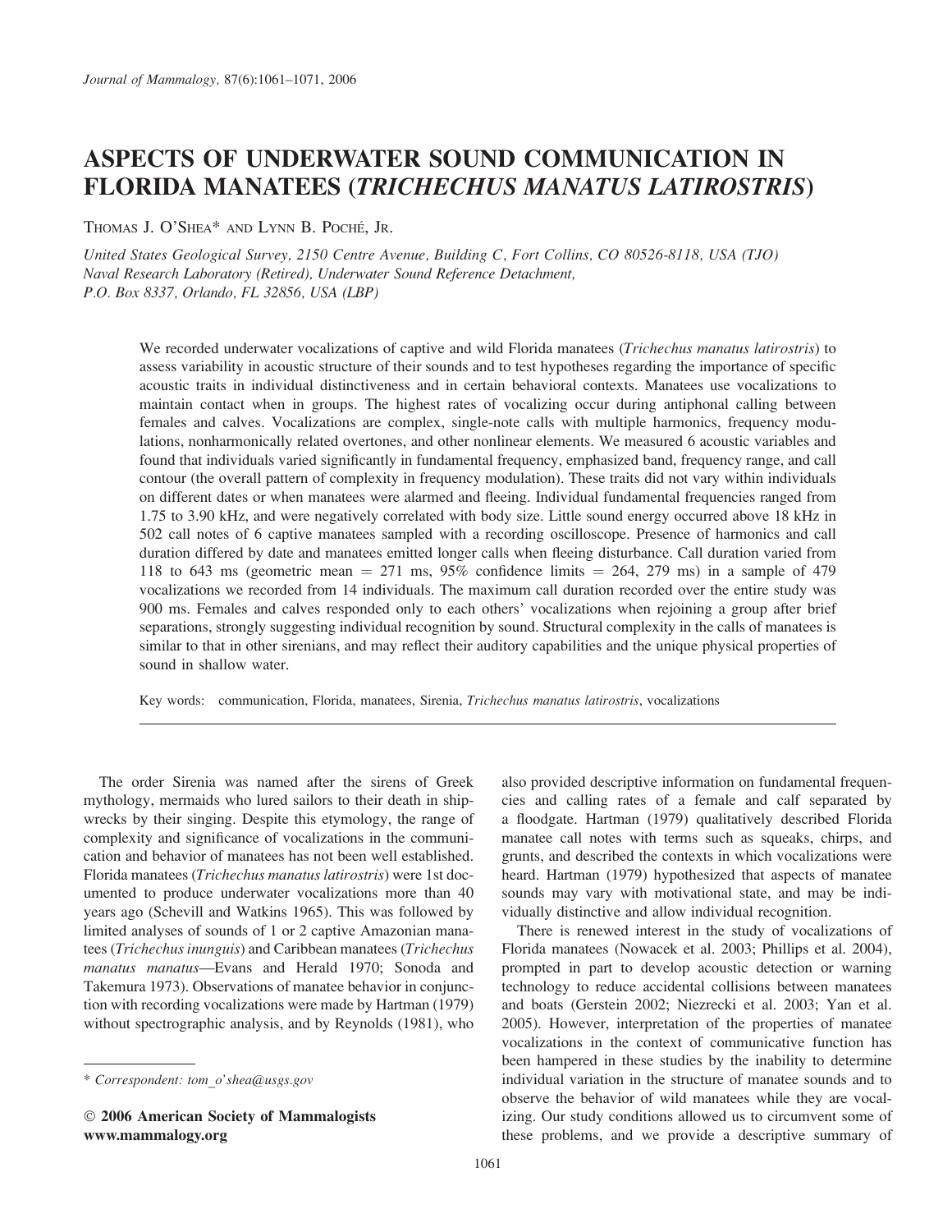# ASPECTS OF UNDERWATER SOUND COMMUNICATION IN FLORIDA MANATEES (*TRICHECHUS MANATUS LATIROSTRIS*)

THOMAS J. O'SHEA* AND LYNN B. POCHÉ, JR.

*United States Geological Survey, 2150 Centre Avenue, Building C, Fort Collins, CO 80526-8118, USA (TJO)*
*Naval Research Laboratory (Retired), Underwater Sound Reference Detachment, P.O. Box 8337, Orlando, FL 32856, USA (LBP)*

We recorded underwater vocalizations of captive and wild Florida manatees (*Trichechus manatus latirostris*) to assess variability in acoustic structure of their sounds and to test hypotheses regarding the importance of specific acoustic traits in individual distinctiveness and in certain behavioral contexts. Manatees use vocalizations to maintain contact when in groups. The highest rates of vocalizing occur during antiphonal calling between females and calves. Vocalizations are complex, single-note calls with multiple harmonics, frequency modulations, nonharmonically related overtones, and other nonlinear elements. We measured 6 acoustic variables and found that individuals varied significantly in fundamental frequency, emphasized band, frequency range, and call contour (the overall pattern of complexity in frequency modulation). These traits did not vary within individuals on different dates or when manatees were alarmed and fleeing. Individual fundamental frequencies ranged from 1.75 to 3.90 kHz, and were negatively correlated with body size. Little sound energy occurred above 18 kHz in 502 call notes of 6 captive manatees sampled with a recording oscilloscope. Presence of harmonics and call duration differed by date and manatees emitted longer calls when fleeing disturbance. Call duration varied from 118 to 643 ms (geometric mean = 271 ms, 95% confidence limits = 264, 279 ms) in a sample of 479 vocalizations we recorded from 14 individuals. The maximum call duration recorded over the entire study was 900 ms. Females and calves responded only to each others' vocalizations when rejoining a group after brief separations, strongly suggesting individual recognition by sound. Structural complexity in the calls of manatees is similar to that in other sirenians, and may reflect their auditory capabilities and the unique physical properties of sound in shallow water.

Key words: communication, Florida, manatees, Sirenia, *Trichechus manatus latirostris*, vocalizations

The order Sirenia was named after the sirens of Greek mythology, mermaids who lured sailors to their death in shipwrecks by their singing. Despite this etymology, the range of complexity and significance of vocalizations in the communication and behavior of manatees has not been well established. Florida manatees (*Trichechus manatus latirostris*) were 1st documented to produce underwater vocalizations more than 40 years ago (Schevill and Watkins 1965). This was followed by limited analyses of sounds of 1 or 2 captive Amazonian manatees (*Trichechus inunguis*) and Caribbean manatees (*Trichechus manatus manatus*—Evans and Herald 1970; Sonoda and Takemura 1973). Observations of manatee behavior in conjunction with recording vocalizations were made by Hartman (1979) without spectrographic analysis, and by Reynolds (1981), who also provided descriptive information on fundamental frequencies and calling rates of a female and calf separated by a floodgate. Hartman (1979) qualitatively described Florida manatee call notes with terms such as squeaks, chirps, and grunts, and described the contexts in which vocalizations were heard. Hartman (1979) hypothesized that aspects of manatee sounds may vary with motivational state, and may be individually distinctive and allow individual recognition.

There is renewed interest in the study of vocalizations of Florida manatees (Nowacek et al. 2003; Phillips et al. 2004), prompted in part to develop acoustic detection or warning technology to reduce accidental collisions between manatees and boats (Gerstein 2002; Niezrecki et al. 2003; Yan et al. 2005). However, interpretation of the properties of manatee vocalizations in the context of communicative function has been hampered in these studies by the inability to determine individual variation in the structure of manatee sounds and to observe the behavior of wild manatees while they are vocalizing. Our study conditions allowed us to circumvent some of these problems, and we provide a descriptive summary of

\* *Correspondent: tom_o'shea@usgs.gov*

© **2006 American Society of Mammalogists**
**www.mammalogy.org**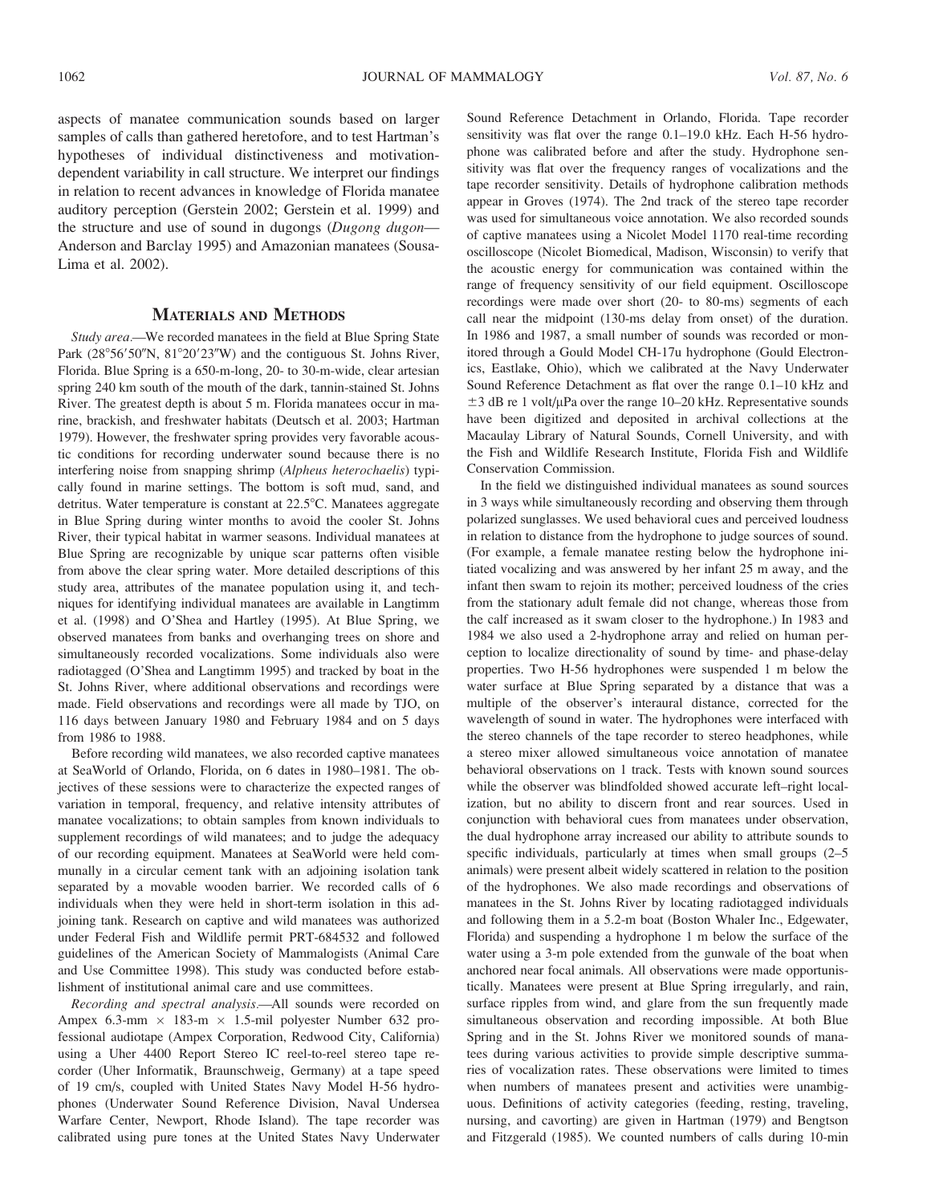aspects of manatee communication sounds based on larger samples of calls than gathered heretofore, and to test Hartman's hypotheses of individual distinctiveness and motivation-dependent variability in call structure. We interpret our findings in relation to recent advances in knowledge of Florida manatee auditory perception (Gerstein 2002; Gerstein et al. 1999) and the structure and use of sound in dugongs (*Dugong dugon*—Anderson and Barclay 1995) and Amazonian manatees (Sousa-Lima et al. 2002).

## Materials and Methods

*Study area.*—We recorded manatees in the field at Blue Spring State Park (28°56′50″N, 81°20′23″W) and the contiguous St. Johns River, Florida. Blue Spring is a 650-m-long, 20- to 30-m-wide, clear artesian spring 240 km south of the mouth of the dark, tannin-stained St. Johns River. The greatest depth is about 5 m. Florida manatees occur in marine, brackish, and freshwater habitats (Deutsch et al. 2003; Hartman 1979). However, the freshwater spring provides very favorable acoustic conditions for recording underwater sound because there is no interfering noise from snapping shrimp (*Alpheus heterochaelis*) typically found in marine settings. The bottom is soft mud, sand, and detritus. Water temperature is constant at 22.5°C. Manatees aggregate in Blue Spring during winter months to avoid the cooler St. Johns River, their typical habitat in warmer seasons. Individual manatees at Blue Spring are recognizable by unique scar patterns often visible from above the clear spring water. More detailed descriptions of this study area, attributes of the manatee population using it, and techniques for identifying individual manatees are available in Langtimm et al. (1998) and O'Shea and Hartley (1995). At Blue Spring, we observed manatees from banks and overhanging trees on shore and simultaneously recorded vocalizations. Some individuals also were radiotagged (O'Shea and Langtimm 1995) and tracked by boat in the St. Johns River, where additional observations and recordings were made. Field observations and recordings were all made by TJO, on 116 days between January 1980 and February 1984 and on 5 days from 1986 to 1988.

Before recording wild manatees, we also recorded captive manatees at SeaWorld of Orlando, Florida, on 6 dates in 1980–1981. The objectives of these sessions were to characterize the expected ranges of variation in temporal, frequency, and relative intensity attributes of manatee vocalizations; to obtain samples from known individuals to supplement recordings of wild manatees; and to judge the adequacy of our recording equipment. Manatees at SeaWorld were held communally in a circular cement tank with an adjoining isolation tank separated by a movable wooden barrier. We recorded calls of 6 individuals when they were held in short-term isolation in this adjoining tank. Research on captive and wild manatees was authorized under Federal Fish and Wildlife permit PRT-684532 and followed guidelines of the American Society of Mammalogists (Animal Care and Use Committee 1998). This study was conducted before establishment of institutional animal care and use committees.

*Recording and spectral analysis.*—All sounds were recorded on Ampex 6.3-mm × 183-m × 1.5-mil polyester Number 632 professional audiotape (Ampex Corporation, Redwood City, California) using a Uher 4400 Report Stereo IC reel-to-reel stereo tape recorder (Uher Informatik, Braunschweig, Germany) at a tape speed of 19 cm/s, coupled with United States Navy Model H-56 hydrophones (Underwater Sound Reference Division, Naval Undersea Warfare Center, Newport, Rhode Island). The tape recorder was calibrated using pure tones at the United States Navy Underwater Sound Reference Detachment in Orlando, Florida. Tape recorder sensitivity was flat over the range 0.1–19.0 kHz. Each H-56 hydrophone was calibrated before and after the study. Hydrophone sensitivity was flat over the frequency ranges of vocalizations and the tape recorder sensitivity. Details of hydrophone calibration methods appear in Groves (1974). The 2nd track of the stereo tape recorder was used for simultaneous voice annotation. We also recorded sounds of captive manatees using a Nicolet Model 1170 real-time recording oscilloscope (Nicolet Biomedical, Madison, Wisconsin) to verify that the acoustic energy for communication was contained within the range of frequency sensitivity of our field equipment. Oscilloscope recordings were made over short (20- to 80-ms) segments of each call near the midpoint (130-ms delay from onset) of the duration. In 1986 and 1987, a small number of sounds was recorded or monitored through a Gould Model CH-17u hydrophone (Gould Electronics, Eastlake, Ohio), which we calibrated at the Navy Underwater Sound Reference Detachment as flat over the range 0.1–10 kHz and ±3 dB re 1 volt/μPa over the range 10–20 kHz. Representative sounds have been digitized and deposited in archival collections at the Macaulay Library of Natural Sounds, Cornell University, and with the Fish and Wildlife Research Institute, Florida Fish and Wildlife Conservation Commission.

In the field we distinguished individual manatees as sound sources in 3 ways while simultaneously recording and observing them through polarized sunglasses. We used behavioral cues and perceived loudness in relation to distance from the hydrophone to judge sources of sound. (For example, a female manatee resting below the hydrophone initiated vocalizing and was answered by her infant 25 m away, and the infant then swam to rejoin its mother; perceived loudness of the cries from the stationary adult female did not change, whereas those from the calf increased as it swam closer to the hydrophone.) In 1983 and 1984 we also used a 2-hydrophone array and relied on human perception to localize directionality of sound by time- and phase-delay properties. Two H-56 hydrophones were suspended 1 m below the water surface at Blue Spring separated by a distance that was a multiple of the observer's interaural distance, corrected for the wavelength of sound in water. The hydrophones were interfaced with the stereo channels of the tape recorder to stereo headphones, while a stereo mixer allowed simultaneous voice annotation of manatee behavioral observations on 1 track. Tests with known sound sources while the observer was blindfolded showed accurate left–right localization, but no ability to discern front and rear sources. Used in conjunction with behavioral cues from manatees under observation, the dual hydrophone array increased our ability to attribute sounds to specific individuals, particularly at times when small groups (2–5 animals) were present albeit widely scattered in relation to the position of the hydrophones. We also made recordings and observations of manatees in the St. Johns River by locating radiotagged individuals and following them in a 5.2-m boat (Boston Whaler Inc., Edgewater, Florida) and suspending a hydrophone 1 m below the surface of the water using a 3-m pole extended from the gunwale of the boat when anchored near focal animals. All observations were made opportunistically. Manatees were present at Blue Spring irregularly, and rain, surface ripples from wind, and glare from the sun frequently made simultaneous observation and recording impossible. At both Blue Spring and in the St. Johns River we monitored sounds of manatees during various activities to provide simple descriptive summaries of vocalization rates. These observations were limited to times when numbers of manatees present and activities were unambiguous. Definitions of activity categories (feeding, resting, traveling, nursing, and cavorting) are given in Hartman (1979) and Bengtson and Fitzgerald (1985). We counted numbers of calls during 10-min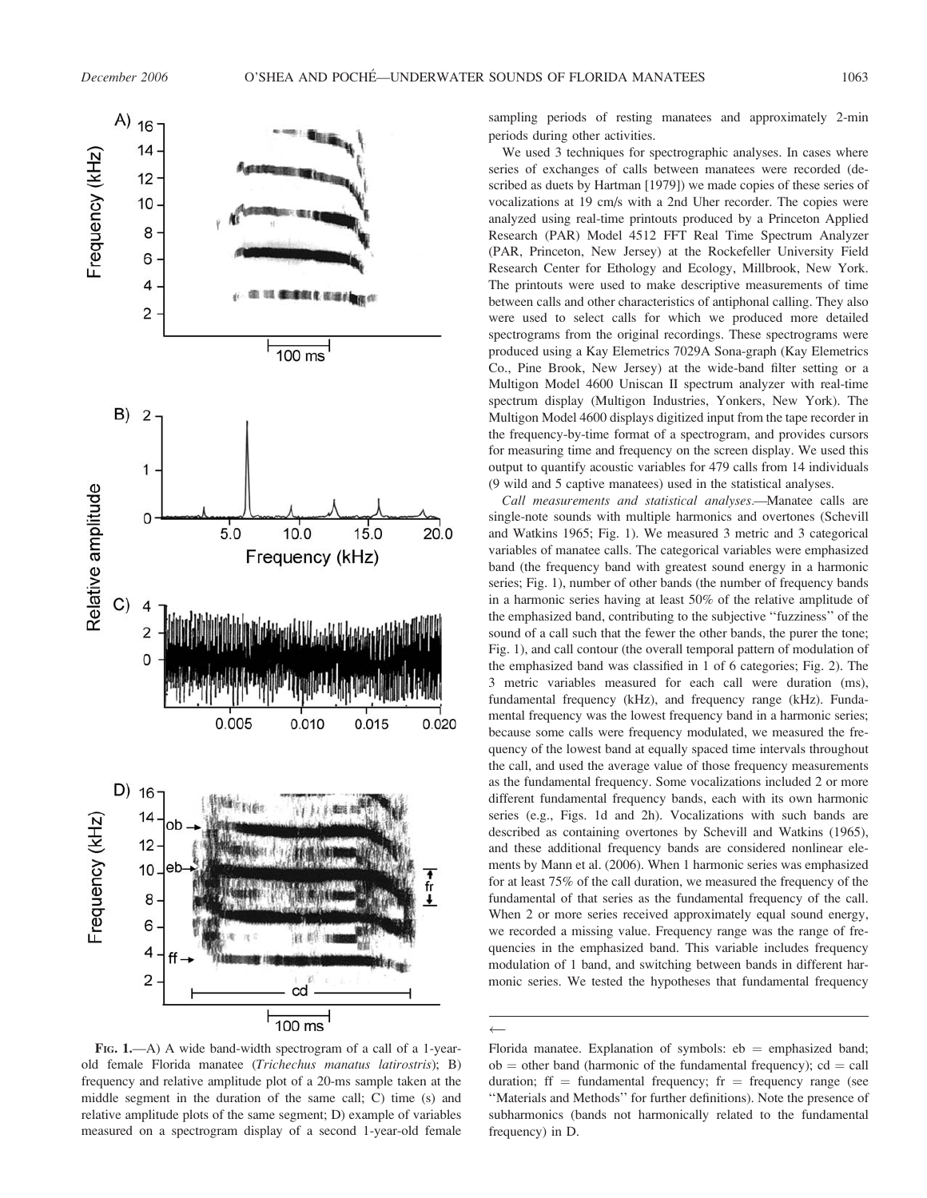sampling periods of resting manatees and approximately 2-min periods during other activities.

We used 3 techniques for spectrographic analyses. In cases where series of exchanges of calls between manatees were recorded (described as duets by Hartman [1979]) we made copies of these series of vocalizations at 19 cm/s with a 2nd Uher recorder. The copies were analyzed using real-time printouts produced by a Princeton Applied Research (PAR) Model 4512 FFT Real Time Spectrum Analyzer (PAR, Princeton, New Jersey) at the Rockefeller University Field Research Center for Ethology and Ecology, Millbrook, New York. The printouts were used to make descriptive measurements of time between calls and other characteristics of antiphonal calling. They also were used to select calls for which we produced more detailed spectrograms from the original recordings. These spectrograms were produced using a Kay Elemetrics 7029A Sona-graph (Kay Elemetrics Co., Pine Brook, New Jersey) at the wide-band filter setting or a Multigon Model 4600 Uniscan II spectrum analyzer with real-time spectrum display (Multigon Industries, Yonkers, New York). The Multigon Model 4600 displays digitized input from the tape recorder in the frequency-by-time format of a spectrogram, and provides cursors for measuring time and frequency on the screen display. We used this output to quantify acoustic variables for 479 calls from 14 individuals (9 wild and 5 captive manatees) used in the statistical analyses.

*Call measurements and statistical analyses.*—Manatee calls are single-note sounds with multiple harmonics and overtones (Schevill and Watkins 1965; Fig. 1). We measured 3 metric and 3 categorical variables of manatee calls. The categorical variables were emphasized band (the frequency band with greatest sound energy in a harmonic series; Fig. 1), number of other bands (the number of frequency bands in a harmonic series having at least 50% of the relative amplitude of the emphasized band, contributing to the subjective "fuzziness" of the sound of a call such that the fewer the other bands, the purer the tone; Fig. 1), and call contour (the overall temporal pattern of modulation of the emphasized band was classified in 1 of 6 categories; Fig. 2). The 3 metric variables measured for each call were duration (ms), fundamental frequency (kHz), and frequency range (kHz). Fundamental frequency was the lowest frequency band in a harmonic series; because some calls were frequency modulated, we measured the frequency of the lowest band at equally spaced time intervals throughout the call, and used the average value of those frequency measurements as the fundamental frequency. Some vocalizations included 2 or more different fundamental frequency bands, each with its own harmonic series (e.g., Figs. 1d and 2h). Vocalizations with such bands are described as containing overtones by Schevill and Watkins (1965), and these additional frequency bands are considered nonlinear elements by Mann et al. (2006). When 1 harmonic series was emphasized for at least 75% of the call duration, we measured the frequency of the fundamental of that series as the fundamental frequency of the call. When 2 or more series received approximately equal sound energy, we recorded a missing value. Frequency range was the range of frequencies in the emphasized band. This variable includes frequency modulation of 1 band, and switching between bands in different harmonic series. We tested the hypotheses that fundamental frequency

**Fig. 1.**—A) A wide band-width spectrogram of a call of a 1-year-old female Florida manatee (*Trichechus manatus latirostris*); B) frequency and relative amplitude plot of a 20-ms sample taken at the middle segment in the duration of the same call; C) time (s) and relative amplitude plots of the same segment; D) example of variables measured on a spectrogram display of a second 1-year-old female Florida manatee. Explanation of symbols: eb = emphasized band; ob = other band (harmonic of the fundamental frequency); cd = call duration; ff = fundamental frequency; fr = frequency range (see "Materials and Methods" for further definitions). Note the presence of subharmonics (bands not harmonically related to the fundamental frequency) in D.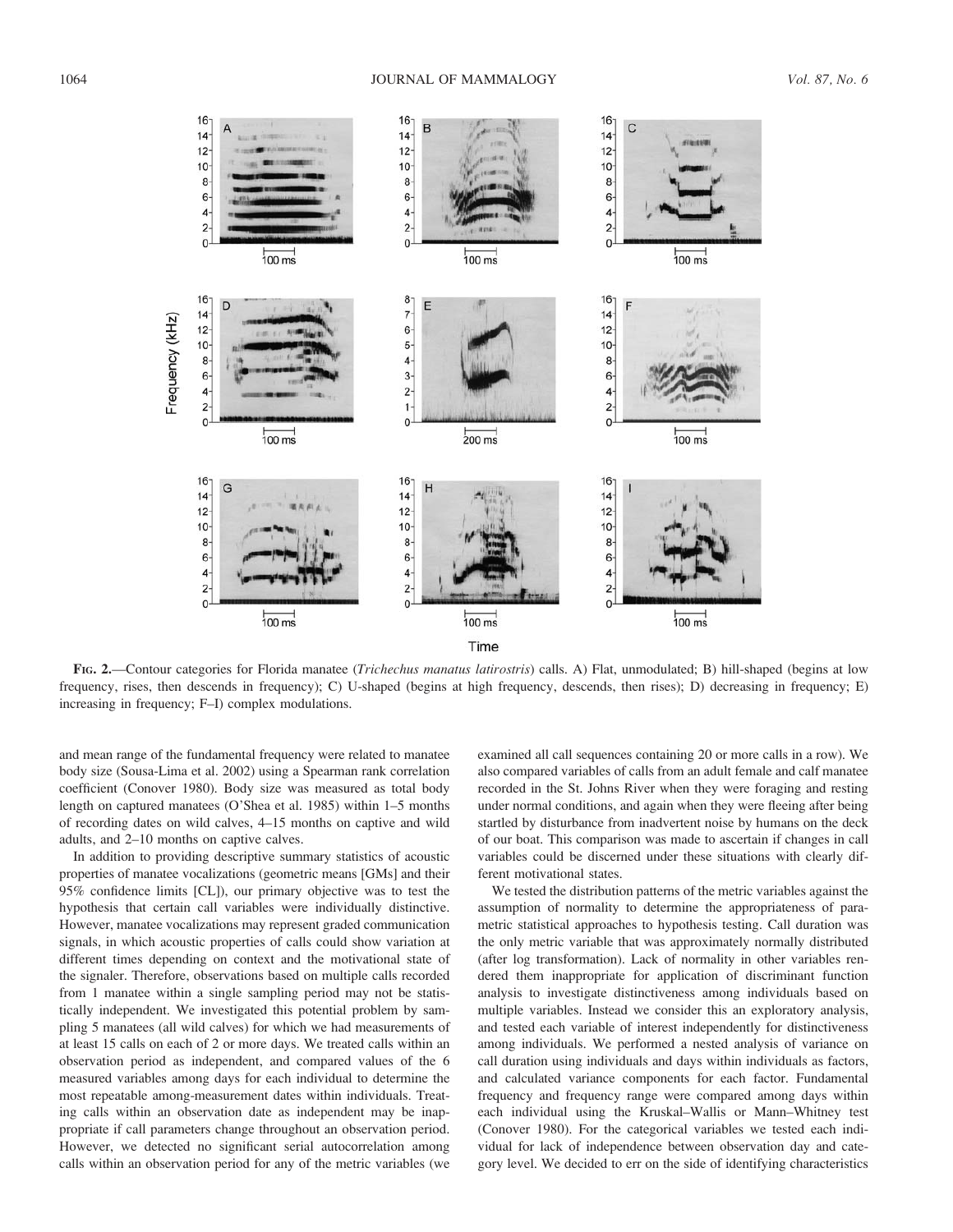A
16
14
12
10
8
6
4
2
0
100 ms

B
16
14
12
10
8
6
4
2
0
100 ms

C
16
14
12
10
8
6
4
2
0
100 ms

D
16
14
12
10
8
6
4
2
0
100 ms

E
8
7
6
5
4
3
2
1
0
200 ms

F
16
14
12
10
8
6
4
2
0
100 ms

G
16
14
12
10
8
6
4
2
0
100 ms

H
16
14
12
10
8
6
4
2
0
100 ms

I
16
14
12
10
8
6
4
2
0
100 ms

Frequency (kHz)

Time

**Fig. 2.**—Contour categories for Florida manatee (*Trichechus manatus latirostris*) calls. A) Flat, unmodulated; B) hill-shaped (begins at low frequency, rises, then descends in frequency); C) U-shaped (begins at high frequency, descends, then rises); D) decreasing in frequency; E) increasing in frequency; F–I) complex modulations.

and mean range of the fundamental frequency were related to manatee body size (Sousa-Lima et al. 2002) using a Spearman rank correlation coefficient (Conover 1980). Body size was measured as total body length on captured manatees (O'Shea et al. 1985) within 1–5 months of recording dates on wild calves, 4–15 months on captive and wild adults, and 2–10 months on captive calves.

In addition to providing descriptive summary statistics of acoustic properties of manatee vocalizations (geometric means [GMs] and their 95% confidence limits [CL]), our primary objective was to test the hypothesis that certain call variables were individually distinctive. However, manatee vocalizations may represent graded communication signals, in which acoustic properties of calls could show variation at different times depending on context and the motivational state of the signaler. Therefore, observations based on multiple calls recorded from 1 manatee within a single sampling period may not be statistically independent. We investigated this potential problem by sampling 5 manatees (all wild calves) for which we had measurements of at least 15 calls on each of 2 or more days. We treated calls within an observation period as independent, and compared values of the 6 measured variables among days for each individual to determine the most repeatable among-measurement dates within individuals. Treating calls within an observation date as independent may be inappropriate if call parameters change throughout an observation period. However, we detected no significant serial autocorrelation among calls within an observation period for any of the metric variables (we examined all call sequences containing 20 or more calls in a row). We also compared variables of calls from an adult female and calf manatee recorded in the St. Johns River when they were foraging and resting under normal conditions, and again when they were fleeing after being startled by disturbance from inadvertent noise by humans on the deck of our boat. This comparison was made to ascertain if changes in call variables could be discerned under these situations with clearly different motivational states.

We tested the distribution patterns of the metric variables against the assumption of normality to determine the appropriateness of parametric statistical approaches to hypothesis testing. Call duration was the only metric variable that was approximately normally distributed (after log transformation). Lack of normality in other variables rendered them inappropriate for application of discriminant function analysis to investigate distinctiveness among individuals based on multiple variables. Instead we consider this an exploratory analysis, and tested each variable of interest independently for distinctiveness among individuals. We performed a nested analysis of variance on call duration using individuals and days within individuals as factors, and calculated variance components for each factor. Fundamental frequency and frequency range were compared among days within each individual using the Kruskal–Wallis or Mann–Whitney test (Conover 1980). For the categorical variables we tested each individual for lack of independence between observation day and category level. We decided to err on the side of identifying characteristics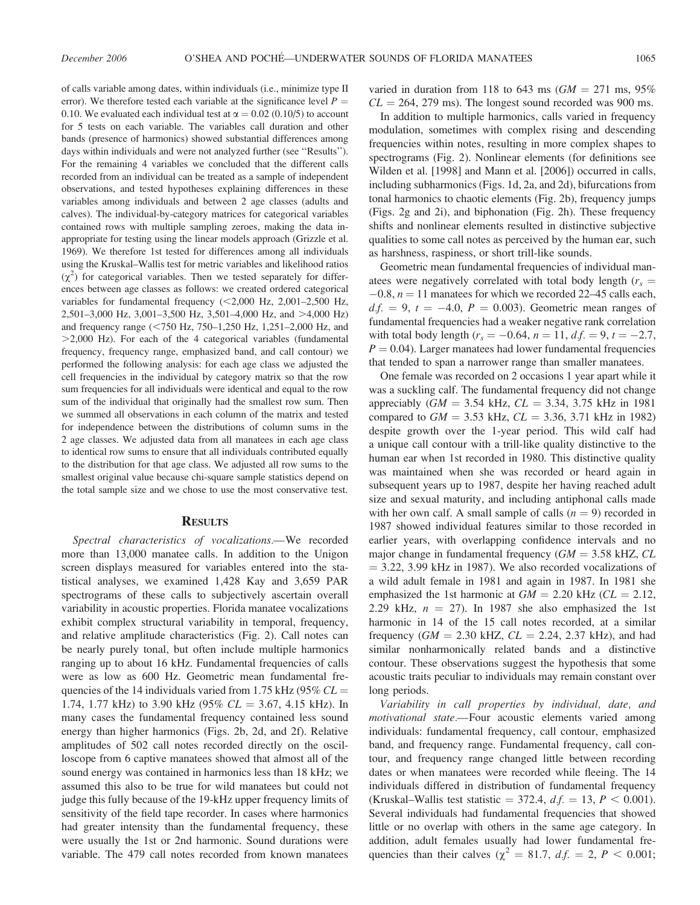of calls variable among dates, within individuals (i.e., minimize type II error). We therefore tested each variable at the significance level $P = 0.10$. We evaluated each individual test at $\alpha = 0.02$ (0.10/5) to account for 5 tests on each variable. The variables call duration and other bands (presence of harmonics) showed substantial differences among days within individuals and were not analyzed further (see "Results"). For the remaining 4 variables we concluded that the different calls recorded from an individual can be treated as a sample of independent observations, and tested hypotheses explaining differences in these variables among individuals and between 2 age classes (adults and calves). The individual-by-category matrices for categorical variables contained rows with multiple sampling zeroes, making the data inappropriate for testing using the linear models approach (Grizzle et al. 1969). We therefore 1st tested for differences among all individuals using the Kruskal–Wallis test for metric variables and likelihood ratios ($\chi^2$) for categorical variables. Then we tested separately for differences between age classes as follows: we created ordered categorical variables for fundamental frequency (<2,000 Hz, 2,001–2,500 Hz, 2,501–3,000 Hz, 3,001–3,500 Hz, 3,501–4,000 Hz, and >4,000 Hz) and frequency range (<750 Hz, 750–1,250 Hz, 1,251–2,000 Hz, and >2,000 Hz). For each of the 4 categorical variables (fundamental frequency, frequency range, emphasized band, and call contour) we performed the following analysis: for each age class we adjusted the cell frequencies in the individual by category matrix so that the row sum frequencies for all individuals were identical and equal to the row sum of the individual that originally had the smallest row sum. Then we summed all observations in each column of the matrix and tested for independence between the distributions of column sums in the 2 age classes. We adjusted data from all manatees in each age class to identical row sums to ensure that all individuals contributed equally to the distribution for that age class. We adjusted all row sums to the smallest original value because chi-square sample statistics depend on the total sample size and we chose to use the most conservative test.

## Results

*Spectral characteristics of vocalizations.*—We recorded more than 13,000 manatee calls. In addition to the Unigon screen displays measured for variables entered into the statistical analyses, we examined 1,428 Kay and 3,659 PAR spectrograms of these calls to subjectively ascertain overall variability in acoustic properties. Florida manatee vocalizations exhibit complex structural variability in temporal, frequency, and relative amplitude characteristics (Fig. 2). Call notes can be nearly purely tonal, but often include multiple harmonics ranging up to about 16 kHz. Fundamental frequencies of calls were as low as 600 Hz. Geometric mean fundamental frequencies of the 14 individuals varied from 1.75 kHz (95% $CL$ = 1.74, 1.77 kHz) to 3.90 kHz (95% $CL$ = 3.67, 4.15 kHz). In many cases the fundamental frequency contained less sound energy than higher harmonics (Figs. 2b, 2d, and 2f). Relative amplitudes of 502 call notes recorded directly on the oscilloscope from 6 captive manatees showed that almost all of the sound energy was contained in harmonics less than 18 kHz; we assumed this also to be true for wild manatees but could not judge this fully because of the 19-kHz upper frequency limits of sensitivity of the field tape recorder. In cases where harmonics had greater intensity than the fundamental frequency, these were usually the 1st or 2nd harmonic. Sound durations were variable. The 479 call notes recorded from known manatees varied in duration from 118 to 643 ms ($GM$ = 271 ms, 95% $CL$ = 264, 279 ms). The longest sound recorded was 900 ms.

In addition to multiple harmonics, calls varied in frequency modulation, sometimes with complex rising and descending frequencies within notes, resulting in more complex shapes to spectrograms (Fig. 2). Nonlinear elements (for definitions see Wilden et al. [1998] and Mann et al. [2006]) occurred in calls, including subharmonics (Figs. 1d, 2a, and 2d), bifurcations from tonal harmonics to chaotic elements (Fig. 2b), frequency jumps (Figs. 2g and 2i), and biphonation (Fig. 2h). These frequency shifts and nonlinear elements resulted in distinctive subjective qualities to some call notes as perceived by the human ear, such as harshness, raspiness, or short trill-like sounds.

Geometric mean fundamental frequencies of individual manatees were negatively correlated with total body length ($r_s = -0.8$, $n = 11$ manatees for which we recorded 22–45 calls each, $d.f. = 9$, $t = -4.0$, $P = 0.003$). Geometric mean ranges of fundamental frequencies had a weaker negative rank correlation with total body length ($r_s = -0.64$, $n = 11$, $d.f. = 9$, $t = -2.7$, $P = 0.04$). Larger manatees had lower fundamental frequencies that tended to span a narrower range than smaller manatees.

One female was recorded on 2 occasions 1 year apart while it was a suckling calf. The fundamental frequency did not change appreciably ($GM$ = 3.54 kHz, $CL$ = 3.34, 3.75 kHz in 1981 compared to $GM$ = 3.53 kHz, $CL$ = 3.36, 3.71 kHz in 1982) despite growth over the 1-year period. This wild calf had a unique call contour with a trill-like quality distinctive to the human ear when 1st recorded in 1980. This distinctive quality was maintained when she was recorded or heard again in subsequent years up to 1987, despite her having reached adult size and sexual maturity, and including antiphonal calls made with her own calf. A small sample of calls ($n = 9$) recorded in 1987 showed individual features similar to those recorded in earlier years, with overlapping confidence intervals and no major change in fundamental frequency ($GM$ = 3.58 kHZ, $CL$ = 3.22, 3.99 kHz in 1987). We also recorded vocalizations of a wild adult female in 1981 and again in 1987. In 1981 she emphasized the 1st harmonic at $GM$ = 2.20 kHz ($CL$ = 2.12, 2.29 kHz, $n = 27$). In 1987 she also emphasized the 1st harmonic in 14 of the 15 call notes recorded, at a similar frequency ($GM$ = 2.30 kHZ, $CL$ = 2.24, 2.37 kHz), and had similar nonharmonically related bands and a distinctive contour. These observations suggest the hypothesis that some acoustic traits peculiar to individuals may remain constant over long periods.

*Variability in call properties by individual, date, and motivational state.*—Four acoustic elements varied among individuals: fundamental frequency, call contour, emphasized band, and frequency range. Fundamental frequency, call contour, and frequency range changed little between recording dates or when manatees were recorded while fleeing. The 14 individuals differed in distribution of fundamental frequency (Kruskal–Wallis test statistic = 372.4, $d.f. = 13$, $P < 0.001$). Several individuals had fundamental frequencies that showed little or no overlap with others in the same age category. In addition, adult females usually had lower fundamental frequencies than their calves ($\chi^2 = 81.7$, $d.f. = 2$, $P < 0.001$;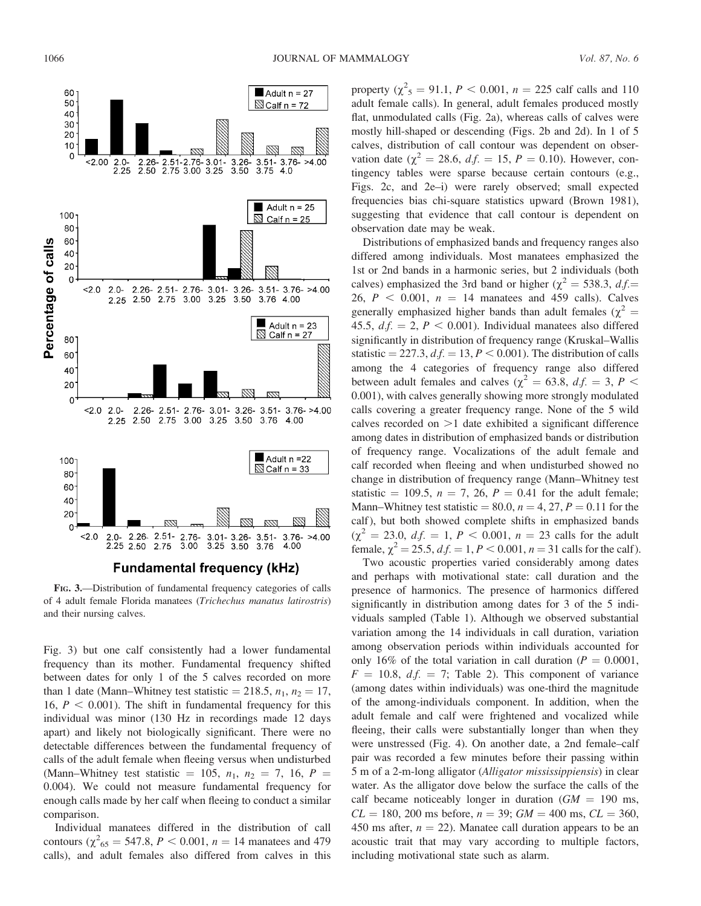FIG. 3.—Distribution of fundamental frequency categories of calls of 4 adult female Florida manatees (*Trichechus manatus latirostris*) and their nursing calves.

Fig. 3) but one calf consistently had a lower fundamental frequency than its mother. Fundamental frequency shifted between dates for only 1 of the 5 calves recorded on more than 1 date (Mann–Whitney test statistic = 218.5, $n_1$, $n_2$ = 17, 16, $P < 0.001$). The shift in fundamental frequency for this individual was minor (130 Hz in recordings made 12 days apart) and likely not biologically significant. There were no detectable differences between the fundamental frequency of calls of the adult female when fleeing versus when undisturbed (Mann–Whitney test statistic = 105, $n_1$, $n_2$ = 7, 16, $P$ = 0.004). We could not measure fundamental frequency for enough calls made by her calf when fleeing to conduct a similar comparison.

Individual manatees differed in the distribution of call contours ($\chi^2_{65} = 547.8$, $P < 0.001$, $n$ = 14 manatees and 479 calls), and adult females also differed from calves in this property ($\chi^2_5 = 91.1$, $P < 0.001$, $n$ = 225 calf calls and 110 adult female calls). In general, adult females produced mostly flat, unmodulated calls (Fig. 2a), whereas calls of calves were mostly hill-shaped or descending (Figs. 2b and 2d). In 1 of 5 calves, distribution of call contour was dependent on observation date ($\chi^2 = 28.6$, *d.f.* = 15, $P$ = 0.10). However, contingency tables were sparse because certain contours (e.g., Figs. 2c, and 2e–i) were rarely observed; small expected frequencies bias chi-square statistics upward (Brown 1981), suggesting that evidence that call contour is dependent on observation date may be weak.

Distributions of emphasized bands and frequency ranges also differed among individuals. Most manatees emphasized the 1st or 2nd bands in a harmonic series, but 2 individuals (both calves) emphasized the 3rd band or higher ($\chi^2 = 538.3$, *d.f.*= 26, $P < 0.001$, $n$ = 14 manatees and 459 calls). Calves generally emphasized higher bands than adult females ($\chi^2$ = 45.5, *d.f.* = 2, $P < 0.001$). Individual manatees also differed significantly in distribution of frequency range (Kruskal–Wallis statistic = 227.3, *d.f.* = 13, $P < 0.001$). The distribution of calls among the 4 categories of frequency range also differed between adult females and calves ($\chi^2 = 63.8$, *d.f.* = 3, $P <$ 0.001), with calves generally showing more strongly modulated calls covering a greater frequency range. None of the 5 wild calves recorded on >1 date exhibited a significant difference among dates in distribution of emphasized bands or distribution of frequency range. Vocalizations of the adult female and calf recorded when fleeing and when undisturbed showed no change in distribution of frequency range (Mann–Whitney test statistic = 109.5, $n$ = 7, 26, $P$ = 0.41 for the adult female; Mann–Whitney test statistic = 80.0, $n$ = 4, 27, $P$ = 0.11 for the calf), but both showed complete shifts in emphasized bands ($\chi^2 = 23.0$, *d.f.* = 1, $P < 0.001$, $n$ = 23 calls for the adult female, $\chi^2 = 25.5$, *d.f.* = 1, $P < 0.001$, $n$ = 31 calls for the calf).

Two acoustic properties varied considerably among dates and perhaps with motivational state: call duration and the presence of harmonics. The presence of harmonics differed significantly in distribution among dates for 3 of the 5 individuals sampled (Table 1). Although we observed substantial variation among the 14 individuals in call duration, variation among observation periods within individuals accounted for only 16% of the total variation in call duration ($P$ = 0.0001, $F$ = 10.8, *d.f.* = 7; Table 2). This component of variance (among dates within individuals) was one-third the magnitude of the among-individuals component. In addition, when the adult female and calf were frightened and vocalized while fleeing, their calls were substantially longer than when they were unstressed (Fig. 4). On another date, a 2nd female–calf pair was recorded a few minutes before their passing within 5 m of a 2-m-long alligator (*Alligator mississippiensis*) in clear water. As the alligator dove below the surface the calls of the calf became noticeably longer in duration ($GM$ = 190 ms, $CL$ = 180, 200 ms before, $n$ = 39; $GM$ = 400 ms, $CL$ = 360, 450 ms after, $n$ = 22). Manatee call duration appears to be an acoustic trait that may vary according to multiple factors, including motivational state such as alarm.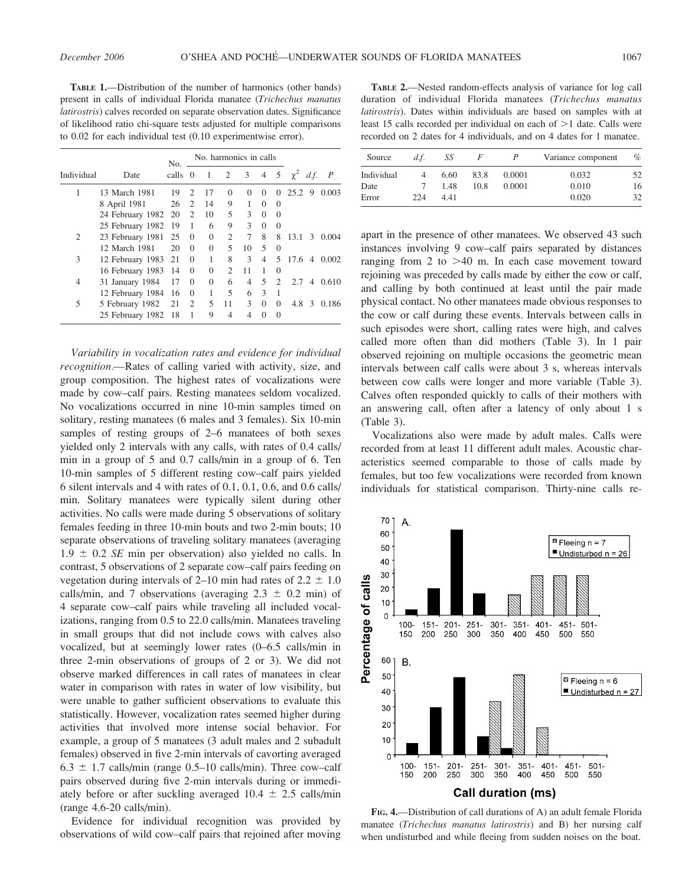**TABLE 1.**—Distribution of the number of harmonics (other bands) present in calls of individual Florida manatee (*Trichechus manatus latirostris*) calves recorded on separate observation dates. Significance of likelihood ratio chi-square tests adjusted for multiple comparisons to 0.02 for each individual test (0.10 experimentwise error).

| Individual | Date | No. calls | No. harmonics in calls | | | | | | $\chi^2$ | *d.f.* | *P* |
|---|---|---|---|---|---|---|---|---|---|---|---|
| | | | 0 | 1 | 2 | 3 | 4 | 5 | | | |
| 1 | 13 March 1981 | 19 | 2 | 17 | 0 | 0 | 0 | 0 | 25.2 | 9 | 0.003 |
| | 8 April 1981 | 26 | 2 | 14 | 9 | 1 | 0 | 0 | | | |
| | 24 February 1982 | 20 | 2 | 10 | 5 | 3 | 0 | 0 | | | |
| | 25 February 1982 | 19 | 1 | 6 | 9 | 3 | 0 | 0 | | | |
| 2 | 23 February 1981 | 25 | 0 | 0 | 2 | 7 | 8 | 8 | 13.1 | 3 | 0.004 |
| | 12 March 1981 | 20 | 0 | 0 | 5 | 10 | 5 | 0 | | | |
| 3 | 12 February 1983 | 21 | 0 | 1 | 8 | 3 | 4 | 5 | 17.6 | 4 | 0.002 |
| | 16 February 1983 | 14 | 0 | 0 | 2 | 11 | 1 | 0 | | | |
| 4 | 31 January 1984 | 17 | 0 | 0 | 6 | 4 | 5 | 2 | 2.7 | 4 | 0.610 |
| | 12 February 1984 | 16 | 0 | 1 | 5 | 6 | 3 | 1 | | | |
| 5 | 5 February 1982 | 21 | 2 | 5 | 11 | 3 | 0 | 0 | 4.8 | 3 | 0.186 |
| | 25 February 1982 | 18 | 1 | 9 | 4 | 4 | 0 | 0 | | | |

*Variability in vocalization rates and evidence for individual recognition.*—Rates of calling varied with activity, size, and group composition. The highest rates of vocalizations were made by cow–calf pairs. Resting manatees seldom vocalized. No vocalizations occurred in nine 10-min samples timed on solitary, resting manatees (6 males and 3 females). Six 10-min samples of resting groups of 2–6 manatees of both sexes yielded only 2 intervals with any calls, with rates of 0.4 calls/min in a group of 5 and 0.7 calls/min in a group of 6. Ten 10-min samples of 5 different resting cow–calf pairs yielded 6 silent intervals and 4 with rates of 0.1, 0.1, 0.6, and 0.6 calls/min. Solitary manatees were typically silent during other activities. No calls were made during 5 observations of solitary females feeding in three 10-min bouts and two 2-min bouts; 10 separate observations of traveling solitary manatees (averaging $1.9 \pm 0.2$ *SE* min per observation) also yielded no calls. In contrast, 5 observations of 2 separate cow–calf pairs feeding on vegetation during intervals of 2–10 min had rates of $2.2 \pm 1.0$ calls/min, and 7 observations (averaging $2.3 \pm 0.2$ min) of 4 separate cow–calf pairs while traveling all included vocalizations, ranging from 0.5 to 22.0 calls/min. Manatees traveling in small groups that did not include cows with calves also vocalized, but at seemingly lower rates (0–6.5 calls/min in three 2-min observations of groups of 2 or 3). We did not observe marked differences in call rates of manatees in clear water in comparison with rates in water of low visibility, but were unable to gather sufficient observations to evaluate this statistically. However, vocalization rates seemed higher during activities that involved more intense social behavior. For example, a group of 5 manatees (3 adult males and 2 subadult females) observed in five 2-min intervals of cavorting averaged $6.3 \pm 1.7$ calls/min (range 0.5–10 calls/min). Three cow–calf pairs observed during five 2-min intervals during or immediately before or after suckling averaged $10.4 \pm 2.5$ calls/min (range 4.6-20 calls/min).

Evidence for individual recognition was provided by observations of wild cow–calf pairs that rejoined after moving

**TABLE 2.**—Nested random-effects analysis of variance for log call duration of individual Florida manatees (*Trichechus manatus latirostris*). Dates within individuals are based on samples with at least 15 calls recorded per individual on each of >1 date. Calls were recorded on 2 dates for 4 individuals, and on 4 dates for 1 manatee.

| Source | *d.f.* | *SS* | *F* | *P* | Variance component | % |
|---|---|---|---|---|---|---|
| Individual | 4 | 6.60 | 83.8 | 0.0001 | 0.032 | 52 |
| Date | 7 | 1.48 | 10.8 | 0.0001 | 0.010 | 16 |
| Error | 224 | 4.41 | | | 0.020 | 32 |

apart in the presence of other manatees. We observed 43 such instances involving 9 cow–calf pairs separated by distances ranging from 2 to >40 m. In each case movement toward rejoining was preceded by calls made by either the cow or calf, and calling by both continued at least until the pair made physical contact. No other manatees made obvious responses to the cow or calf during these events. Intervals between calls in such episodes were short, calling rates were high, and calves called more often than did mothers (Table 3). In 1 pair observed rejoining on multiple occasions the geometric mean intervals between calf calls were about 3 s, whereas intervals between cow calls were longer and more variable (Table 3). Calves often responded quickly to calls of their mothers with an answering call, often after a latency of only about 1 s (Table 3).

Vocalizations also were made by adult males. Calls were recorded from at least 11 different adult males. Acoustic characteristics seemed comparable to those of calls made by females, but too few vocalizations were recorded from known individuals for statistical comparison. Thirty-nine calls re-

**FIG. 4.**—Distribution of call durations of A) an adult female Florida manatee (*Trichechus manatus latirostris*) and B) her nursing calf when undisturbed and while fleeing from sudden noises on the boat.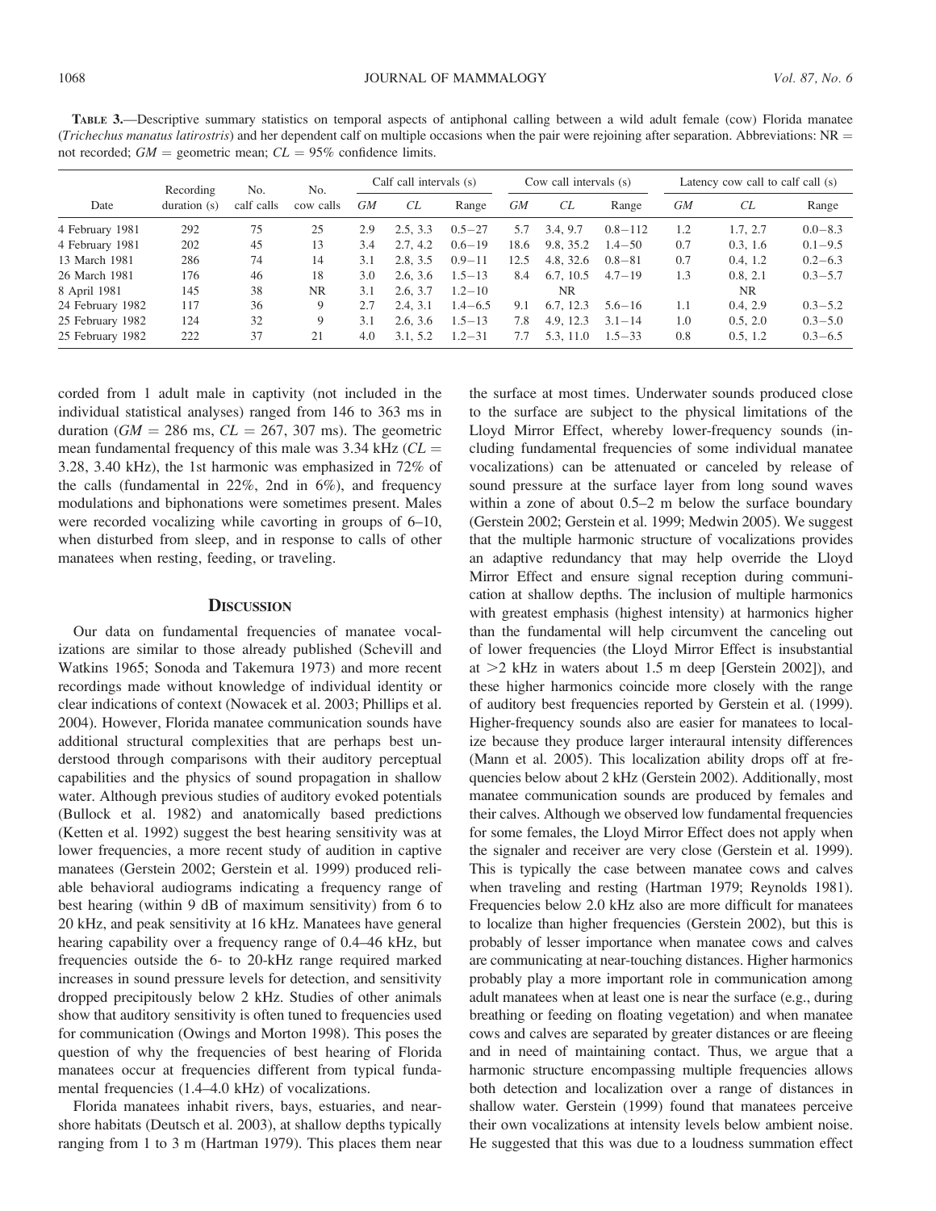**Table 3.**—Descriptive summary statistics on temporal aspects of antiphonal calling between a wild adult female (cow) Florida manatee (*Trichechus manatus latirostris*) and her dependent calf on multiple occasions when the pair were rejoining after separation. Abbreviations: NR = not recorded; *GM* = geometric mean; *CL* = 95% confidence limits.

| Date | Recording duration (s) | No. calf calls | No. cow calls | Calf call intervals (s) | | | Cow call intervals (s) | | | Latency cow call to calf call (s) | | |
|---|---|---|---|---|---|---|---|---|---|---|---|---|
| | | | | *GM* | *CL* | Range | *GM* | *CL* | Range | *GM* | *CL* | Range |
| 4 February 1981 | 292 | 75 | 25 | 2.9 | 2.5, 3.3 | 0.5–27 | 5.7 | 3.4, 9.7 | 0.8–112 | 1.2 | 1.7, 2.7 | 0.0–8.3 |
| 4 February 1981 | 202 | 45 | 13 | 3.4 | 2.7, 4.2 | 0.6–19 | 18.6 | 9.8, 35.2 | 1.4–50 | 0.7 | 0.3, 1.6 | 0.1–9.5 |
| 13 March 1981 | 286 | 74 | 14 | 3.1 | 2.8, 3.5 | 0.9–11 | 12.5 | 4.8, 32.6 | 0.8–81 | 0.7 | 0.4, 1.2 | 0.2–6.3 |
| 26 March 1981 | 176 | 46 | 18 | 3.0 | 2.6, 3.6 | 1.5–13 | 8.4 | 6.7, 10.5 | 4.7–19 | 1.3 | 0.8, 2.1 | 0.3–5.7 |
| 8 April 1981 | 145 | 38 | NR | 3.1 | 2.6, 3.7 | 1.2–10 | | NR | | | NR | |
| 24 February 1982 | 117 | 36 | 9 | 2.7 | 2.4, 3.1 | 1.4–6.5 | 9.1 | 6.7, 12.3 | 5.6–16 | 1.1 | 0.4, 2.9 | 0.3–5.2 |
| 25 February 1982 | 124 | 32 | 9 | 3.1 | 2.6, 3.6 | 1.5–13 | 7.8 | 4.9, 12.3 | 3.1–14 | 1.0 | 0.5, 2.0 | 0.3–5.0 |
| 25 February 1982 | 222 | 37 | 21 | 4.0 | 3.1, 5.2 | 1.2–31 | 7.7 | 5.3, 11.0 | 1.5–33 | 0.8 | 0.5, 1.2 | 0.3–6.5 |

corded from 1 adult male in captivity (not included in the individual statistical analyses) ranged from 146 to 363 ms in duration (*GM* = 286 ms, *CL* = 267, 307 ms). The geometric mean fundamental frequency of this male was 3.34 kHz (*CL* = 3.28, 3.40 kHz), the 1st harmonic was emphasized in 72% of the calls (fundamental in 22%, 2nd in 6%), and frequency modulations and biphonations were sometimes present. Males were recorded vocalizing while cavorting in groups of 6–10, when disturbed from sleep, and in response to calls of other manatees when resting, feeding, or traveling.

## Discussion

Our data on fundamental frequencies of manatee vocalizations are similar to those already published (Schevill and Watkins 1965; Sonoda and Takemura 1973) and more recent recordings made without knowledge of individual identity or clear indications of context (Nowacek et al. 2003; Phillips et al. 2004). However, Florida manatee communication sounds have additional structural complexities that are perhaps best understood through comparisons with their auditory perceptual capabilities and the physics of sound propagation in shallow water. Although previous studies of auditory evoked potentials (Bullock et al. 1982) and anatomically based predictions (Ketten et al. 1992) suggest the best hearing sensitivity was at lower frequencies, a more recent study of audition in captive manatees (Gerstein 2002; Gerstein et al. 1999) produced reliable behavioral audiograms indicating a frequency range of best hearing (within 9 dB of maximum sensitivity) from 6 to 20 kHz, and peak sensitivity at 16 kHz. Manatees have general hearing capability over a frequency range of 0.4–46 kHz, but frequencies outside the 6- to 20-kHz range required marked increases in sound pressure levels for detection, and sensitivity dropped precipitously below 2 kHz. Studies of other animals show that auditory sensitivity is often tuned to frequencies used for communication (Owings and Morton 1998). This poses the question of why the frequencies of best hearing of Florida manatees occur at frequencies different from typical fundamental frequencies (1.4–4.0 kHz) of vocalizations.

Florida manatees inhabit rivers, bays, estuaries, and near-shore habitats (Deutsch et al. 2003), at shallow depths typically ranging from 1 to 3 m (Hartman 1979). This places them near the surface at most times. Underwater sounds produced close to the surface are subject to the physical limitations of the Lloyd Mirror Effect, whereby lower-frequency sounds (including fundamental frequencies of some individual manatee vocalizations) can be attenuated or canceled by release of sound pressure at the surface layer from long sound waves within a zone of about 0.5–2 m below the surface boundary (Gerstein 2002; Gerstein et al. 1999; Medwin 2005). We suggest that the multiple harmonic structure of vocalizations provides an adaptive redundancy that may help override the Lloyd Mirror Effect and ensure signal reception during communication at shallow depths. The inclusion of multiple harmonics with greatest emphasis (highest intensity) at harmonics higher than the fundamental will help circumvent the canceling out of lower frequencies (the Lloyd Mirror Effect is insubstantial at >2 kHz in waters about 1.5 m deep [Gerstein 2002]), and these higher harmonics coincide more closely with the range of auditory best frequencies reported by Gerstein et al. (1999). Higher-frequency sounds also are easier for manatees to localize because they produce larger interaural intensity differences (Mann et al. 2005). This localization ability drops off at frequencies below about 2 kHz (Gerstein 2002). Additionally, most manatee communication sounds are produced by females and their calves. Although we observed low fundamental frequencies for some females, the Lloyd Mirror Effect does not apply when the signaler and receiver are very close (Gerstein et al. 1999). This is typically the case between manatee cows and calves when traveling and resting (Hartman 1979; Reynolds 1981). Frequencies below 2.0 kHz also are more difficult for manatees to localize than higher frequencies (Gerstein 2002), but this is probably of lesser importance when manatee cows and calves are communicating at near-touching distances. Higher harmonics probably play a more important role in communication among adult manatees when at least one is near the surface (e.g., during breathing or feeding on floating vegetation) and when manatee cows and calves are separated by greater distances or are fleeing and in need of maintaining contact. Thus, we argue that a harmonic structure encompassing multiple frequencies allows both detection and localization over a range of distances in shallow water. Gerstein (1999) found that manatees perceive their own vocalizations at intensity levels below ambient noise. He suggested that this was due to a loudness summation effect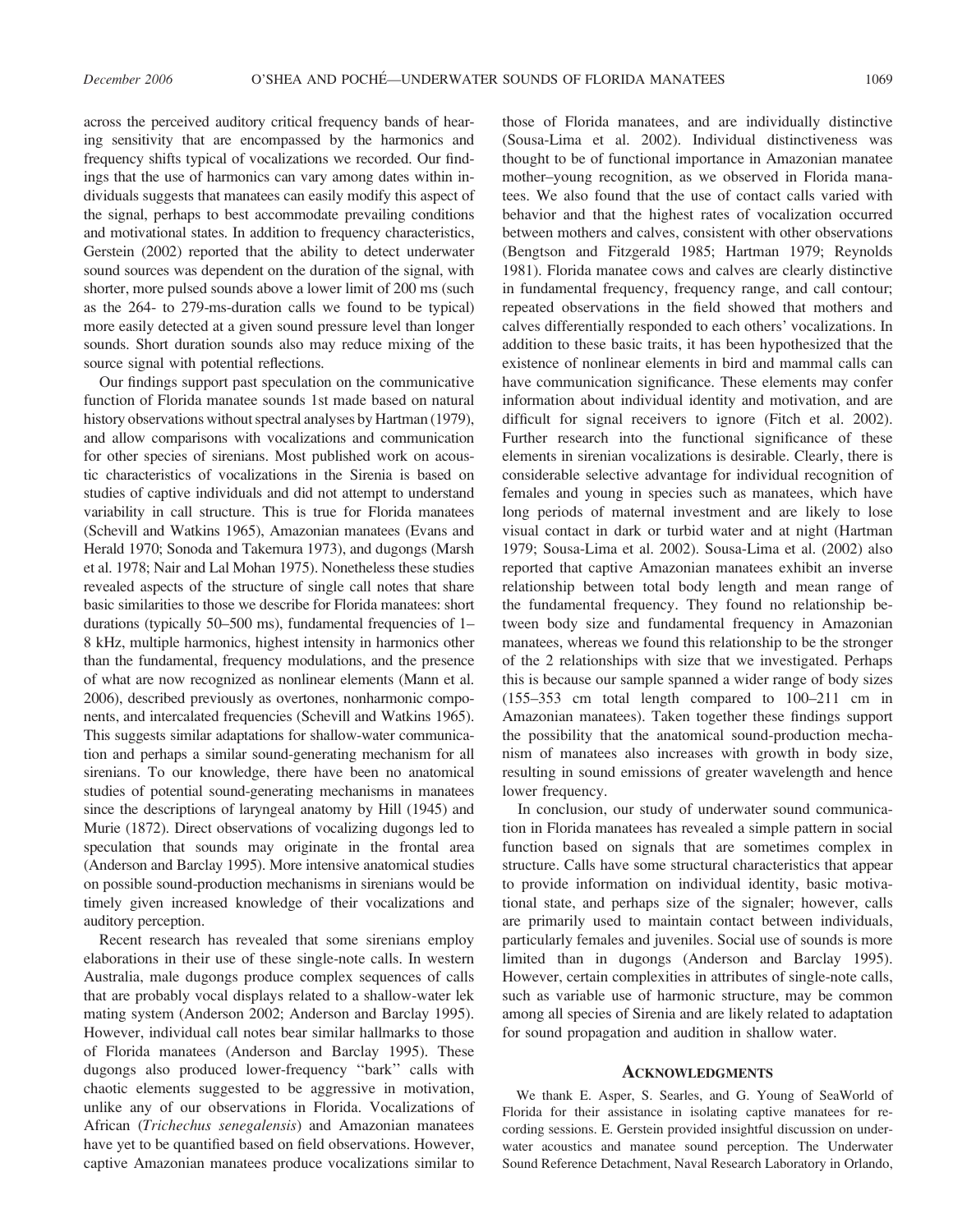across the perceived auditory critical frequency bands of hearing sensitivity that are encompassed by the harmonics and frequency shifts typical of vocalizations we recorded. Our findings that the use of harmonics can vary among dates within individuals suggests that manatees can easily modify this aspect of the signal, perhaps to best accommodate prevailing conditions and motivational states. In addition to frequency characteristics, Gerstein (2002) reported that the ability to detect underwater sound sources was dependent on the duration of the signal, with shorter, more pulsed sounds above a lower limit of 200 ms (such as the 264- to 279-ms-duration calls we found to be typical) more easily detected at a given sound pressure level than longer sounds. Short duration sounds also may reduce mixing of the source signal with potential reflections.

Our findings support past speculation on the communicative function of Florida manatee sounds 1st made based on natural history observations without spectral analyses by Hartman (1979), and allow comparisons with vocalizations and communication for other species of sirenians. Most published work on acoustic characteristics of vocalizations in the Sirenia is based on studies of captive individuals and did not attempt to understand variability in call structure. This is true for Florida manatees (Schevill and Watkins 1965), Amazonian manatees (Evans and Herald 1970; Sonoda and Takemura 1973), and dugongs (Marsh et al. 1978; Nair and Lal Mohan 1975). Nonetheless these studies revealed aspects of the structure of single call notes that share basic similarities to those we describe for Florida manatees: short durations (typically 50–500 ms), fundamental frequencies of 1–8 kHz, multiple harmonics, highest intensity in harmonics other than the fundamental, frequency modulations, and the presence of what are now recognized as nonlinear elements (Mann et al. 2006), described previously as overtones, nonharmonic components, and intercalated frequencies (Schevill and Watkins 1965). This suggests similar adaptations for shallow-water communication and perhaps a similar sound-generating mechanism for all sirenians. To our knowledge, there have been no anatomical studies of potential sound-generating mechanisms in manatees since the descriptions of laryngeal anatomy by Hill (1945) and Murie (1872). Direct observations of vocalizing dugongs led to speculation that sounds may originate in the frontal area (Anderson and Barclay 1995). More intensive anatomical studies on possible sound-production mechanisms in sirenians would be timely given increased knowledge of their vocalizations and auditory perception.

Recent research has revealed that some sirenians employ elaborations in their use of these single-note calls. In western Australia, male dugongs produce complex sequences of calls that are probably vocal displays related to a shallow-water lek mating system (Anderson 2002; Anderson and Barclay 1995). However, individual call notes bear similar hallmarks to those of Florida manatees (Anderson and Barclay 1995). These dugongs also produced lower-frequency "bark" calls with chaotic elements suggested to be aggressive in motivation, unlike any of our observations in Florida. Vocalizations of African (*Trichechus senegalensis*) and Amazonian manatees have yet to be quantified based on field observations. However, captive Amazonian manatees produce vocalizations similar to those of Florida manatees, and are individually distinctive (Sousa-Lima et al. 2002). Individual distinctiveness was thought to be of functional importance in Amazonian manatee mother–young recognition, as we observed in Florida manatees. We also found that the use of contact calls varied with behavior and that the highest rates of vocalization occurred between mothers and calves, consistent with other observations (Bengtson and Fitzgerald 1985; Hartman 1979; Reynolds 1981). Florida manatee cows and calves are clearly distinctive in fundamental frequency, frequency range, and call contour; repeated observations in the field showed that mothers and calves differentially responded to each others' vocalizations. In addition to these basic traits, it has been hypothesized that the existence of nonlinear elements in bird and mammal calls can have communication significance. These elements may confer information about individual identity and motivation, and are difficult for signal receivers to ignore (Fitch et al. 2002). Further research into the functional significance of these elements in sirenian vocalizations is desirable. Clearly, there is considerable selective advantage for individual recognition of females and young in species such as manatees, which have long periods of maternal investment and are likely to lose visual contact in dark or turbid water and at night (Hartman 1979; Sousa-Lima et al. 2002). Sousa-Lima et al. (2002) also reported that captive Amazonian manatees exhibit an inverse relationship between total body length and mean range of the fundamental frequency. They found no relationship between body size and fundamental frequency in Amazonian manatees, whereas we found this relationship to be the stronger of the 2 relationships with size that we investigated. Perhaps this is because our sample spanned a wider range of body sizes (155–353 cm total length compared to 100–211 cm in Amazonian manatees). Taken together these findings support the possibility that the anatomical sound-production mechanism of manatees also increases with growth in body size, resulting in sound emissions of greater wavelength and hence lower frequency.

In conclusion, our study of underwater sound communication in Florida manatees has revealed a simple pattern in social function based on signals that are sometimes complex in structure. Calls have some structural characteristics that appear to provide information on individual identity, basic motivational state, and perhaps size of the signaler; however, calls are primarily used to maintain contact between individuals, particularly females and juveniles. Social use of sounds is more limited than in dugongs (Anderson and Barclay 1995). However, certain complexities in attributes of single-note calls, such as variable use of harmonic structure, may be common among all species of Sirenia and are likely related to adaptation for sound propagation and audition in shallow water.

## Acknowledgments

We thank E. Asper, S. Searles, and G. Young of SeaWorld of Florida for their assistance in isolating captive manatees for recording sessions. E. Gerstein provided insightful discussion on underwater acoustics and manatee sound perception. The Underwater Sound Reference Detachment, Naval Research Laboratory in Orlando,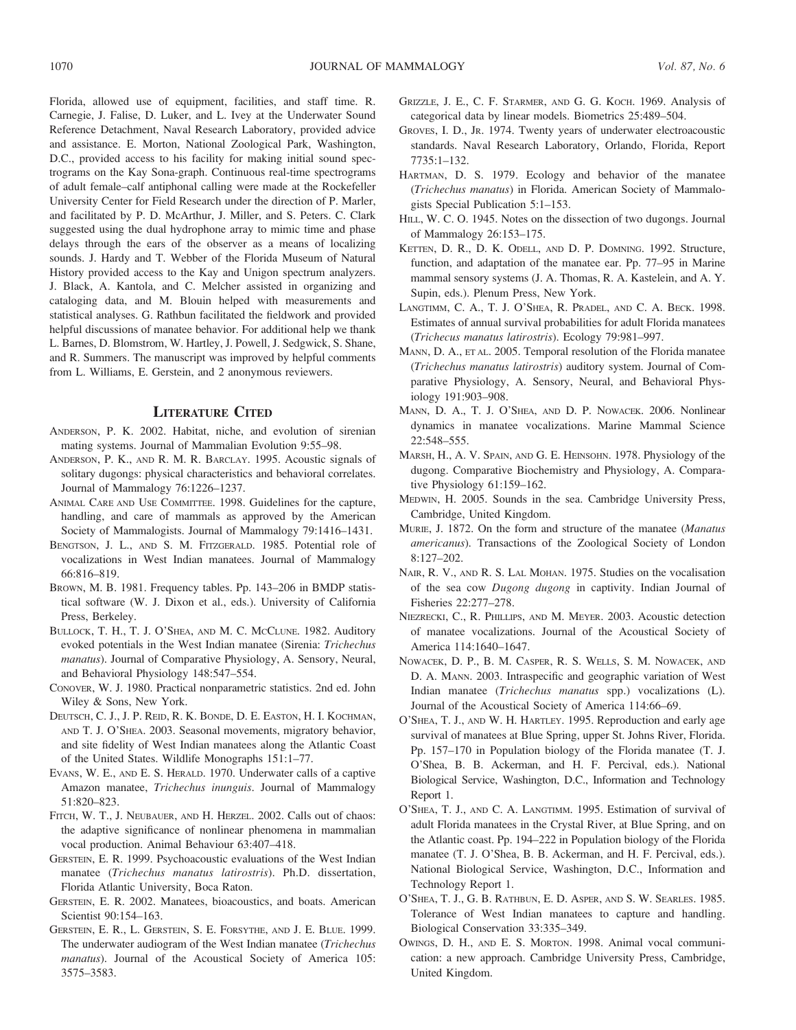Florida, allowed use of equipment, facilities, and staff time. R. Carnegie, J. Falise, D. Luker, and L. Ivey at the Underwater Sound Reference Detachment, Naval Research Laboratory, provided advice and assistance. E. Morton, National Zoological Park, Washington, D.C., provided access to his facility for making initial sound spectrograms on the Kay Sona-graph. Continuous real-time spectrograms of adult female–calf antiphonal calling were made at the Rockefeller University Center for Field Research under the direction of P. Marler, and facilitated by P. D. McArthur, J. Miller, and S. Peters. C. Clark suggested using the dual hydrophone array to mimic time and phase delays through the ears of the observer as a means of localizing sounds. J. Hardy and T. Webber of the Florida Museum of Natural History provided access to the Kay and Unigon spectrum analyzers. J. Black, A. Kantola, and C. Melcher assisted in organizing and cataloging data, and M. Blouin helped with measurements and statistical analyses. G. Rathbun facilitated the fieldwork and provided helpful discussions of manatee behavior. For additional help we thank L. Barnes, D. Blomstrom, W. Hartley, J. Powell, J. Sedgwick, S. Shane, and R. Summers. The manuscript was improved by helpful comments from L. Williams, E. Gerstein, and 2 anonymous reviewers.

## Literature Cited

Anderson, P. K. 2002. Habitat, niche, and evolution of sirenian mating systems. Journal of Mammalian Evolution 9:55–98.

Anderson, P. K., and R. M. R. Barclay. 1995. Acoustic signals of solitary dugongs: physical characteristics and behavioral correlates. Journal of Mammalogy 76:1226–1237.

Animal Care and Use Committee. 1998. Guidelines for the capture, handling, and care of mammals as approved by the American Society of Mammalogists. Journal of Mammalogy 79:1416–1431.

Bengtson, J. L., and S. M. Fitzgerald. 1985. Potential role of vocalizations in West Indian manatees. Journal of Mammalogy 66:816–819.

Brown, M. B. 1981. Frequency tables. Pp. 143–206 in BMDP statistical software (W. J. Dixon et al., eds.). University of California Press, Berkeley.

Bullock, T. H., T. J. O'Shea, and M. C. McClune. 1982. Auditory evoked potentials in the West Indian manatee (Sirenia: *Trichechus manatus*). Journal of Comparative Physiology, A. Sensory, Neural, and Behavioral Physiology 148:547–554.

Conover, W. J. 1980. Practical nonparametric statistics. 2nd ed. John Wiley & Sons, New York.

Deutsch, C. J., J. P. Reid, R. K. Bonde, D. E. Easton, H. I. Kochman, and T. J. O'Shea. 2003. Seasonal movements, migratory behavior, and site fidelity of West Indian manatees along the Atlantic Coast of the United States. Wildlife Monographs 151:1–77.

Evans, W. E., and E. S. Herald. 1970. Underwater calls of a captive Amazon manatee, *Trichechus inunguis*. Journal of Mammalogy 51:820–823.

Fitch, W. T., J. Neubauer, and H. Herzel. 2002. Calls out of chaos: the adaptive significance of nonlinear phenomena in mammalian vocal production. Animal Behaviour 63:407–418.

Gerstein, E. R. 1999. Psychoacoustic evaluations of the West Indian manatee (*Trichechus manatus latirostris*). Ph.D. dissertation, Florida Atlantic University, Boca Raton.

Gerstein, E. R. 2002. Manatees, bioacoustics, and boats. American Scientist 90:154–163.

Gerstein, E. R., L. Gerstein, S. E. Forsythe, and J. E. Blue. 1999. The underwater audiogram of the West Indian manatee (*Trichechus manatus*). Journal of the Acoustical Society of America 105: 3575–3583.

Grizzle, J. E., C. F. Starmer, and G. G. Koch. 1969. Analysis of categorical data by linear models. Biometrics 25:489–504.

Groves, I. D., Jr. 1974. Twenty years of underwater electroacoustic standards. Naval Research Laboratory, Orlando, Florida, Report 7735:1–132.

Hartman, D. S. 1979. Ecology and behavior of the manatee (*Trichechus manatus*) in Florida. American Society of Mammalogists Special Publication 5:1–153.

Hill, W. C. O. 1945. Notes on the dissection of two dugongs. Journal of Mammalogy 26:153–175.

Ketten, D. R., D. K. Odell, and D. P. Domning. 1992. Structure, function, and adaptation of the manatee ear. Pp. 77–95 in Marine mammal sensory systems (J. A. Thomas, R. A. Kastelein, and A. Y. Supin, eds.). Plenum Press, New York.

Langtimm, C. A., T. J. O'Shea, R. Pradel, and C. A. Beck. 1998. Estimates of annual survival probabilities for adult Florida manatees (*Trichecus manatus latirostris*). Ecology 79:981–997.

Mann, D. A., et al. 2005. Temporal resolution of the Florida manatee (*Trichechus manatus latirostris*) auditory system. Journal of Comparative Physiology, A. Sensory, Neural, and Behavioral Physiology 191:903–908.

Mann, D. A., T. J. O'Shea, and D. P. Nowacek. 2006. Nonlinear dynamics in manatee vocalizations. Marine Mammal Science 22:548–555.

Marsh, H., A. V. Spain, and G. E. Heinsohn. 1978. Physiology of the dugong. Comparative Biochemistry and Physiology, A. Comparative Physiology 61:159–162.

Medwin, H. 2005. Sounds in the sea. Cambridge University Press, Cambridge, United Kingdom.

Murie, J. 1872. On the form and structure of the manatee (*Manatus americanus*). Transactions of the Zoological Society of London 8:127–202.

Nair, R. V., and R. S. Lal Mohan. 1975. Studies on the vocalisation of the sea cow *Dugong dugong* in captivity. Indian Journal of Fisheries 22:277–278.

Niezrecki, C., R. Phillips, and M. Meyer. 2003. Acoustic detection of manatee vocalizations. Journal of the Acoustical Society of America 114:1640–1647.

Nowacek, D. P., B. M. Casper, R. S. Wells, S. M. Nowacek, and D. A. Mann. 2003. Intraspecific and geographic variation of West Indian manatee (*Trichechus manatus* spp.) vocalizations (L). Journal of the Acoustical Society of America 114:66–69.

O'Shea, T. J., and W. H. Hartley. 1995. Reproduction and early age survival of manatees at Blue Spring, upper St. Johns River, Florida. Pp. 157–170 in Population biology of the Florida manatee (T. J. O'Shea, B. B. Ackerman, and H. F. Percival, eds.). National Biological Service, Washington, D.C., Information and Technology Report 1.

O'Shea, T. J., and C. A. Langtimm. 1995. Estimation of survival of adult Florida manatees in the Crystal River, at Blue Spring, and on the Atlantic coast. Pp. 194–222 in Population biology of the Florida manatee (T. J. O'Shea, B. B. Ackerman, and H. F. Percival, eds.). National Biological Service, Washington, D.C., Information and Technology Report 1.

O'Shea, T. J., G. B. Rathbun, E. D. Asper, and S. W. Searles. 1985. Tolerance of West Indian manatees to capture and handling. Biological Conservation 33:335–349.

Owings, D. H., and E. S. Morton. 1998. Animal vocal communication: a new approach. Cambridge University Press, Cambridge, United Kingdom.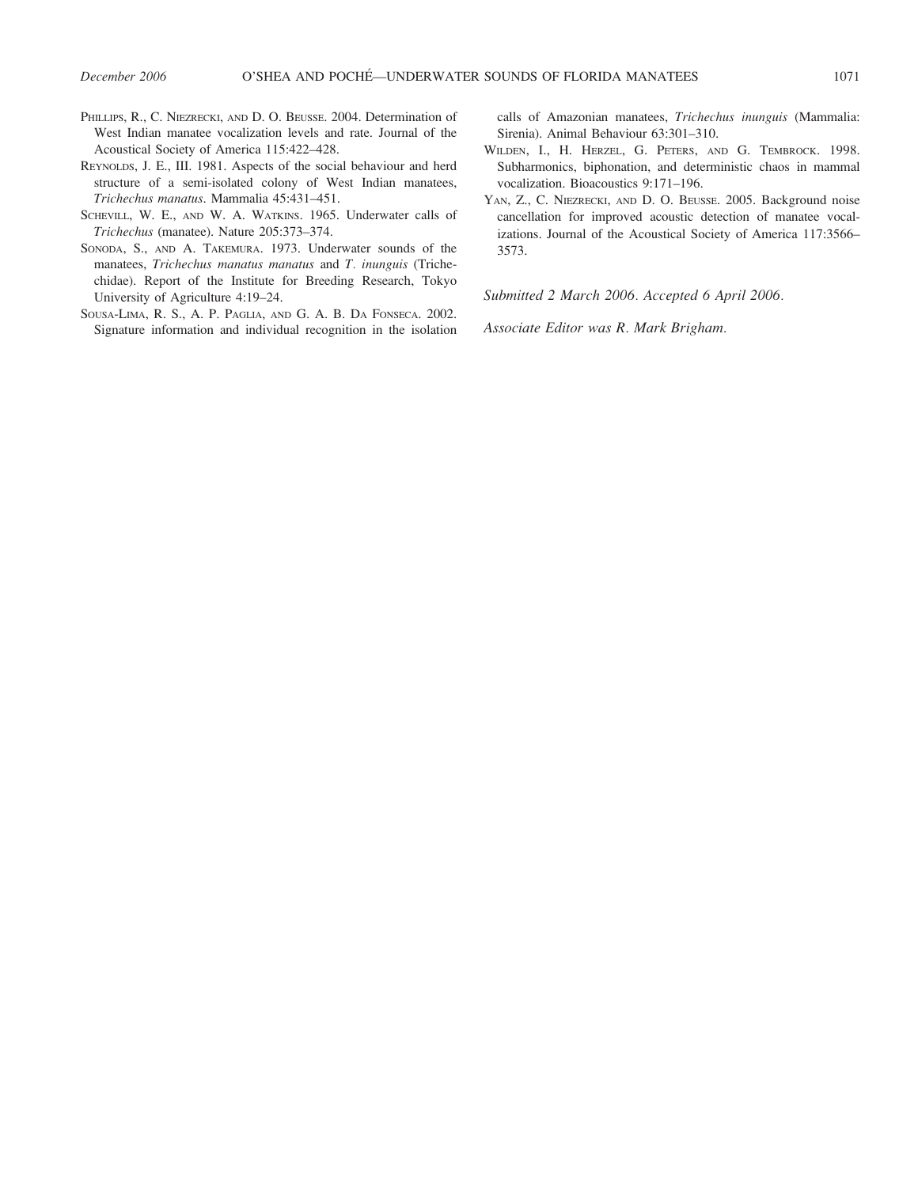Phillips, R., C. Niezrecki, and D. O. Beusse. 2004. Determination of West Indian manatee vocalization levels and rate. Journal of the Acoustical Society of America 115:422–428.

Reynolds, J. E., III. 1981. Aspects of the social behaviour and herd structure of a semi-isolated colony of West Indian manatees, *Trichechus manatus*. Mammalia 45:431–451.

Schevill, W. E., and W. A. Watkins. 1965. Underwater calls of *Trichechus* (manatee). Nature 205:373–374.

Sonoda, S., and A. Takemura. 1973. Underwater sounds of the manatees, *Trichechus manatus manatus* and *T. inunguis* (Trichechidae). Report of the Institute for Breeding Research, Tokyo University of Agriculture 4:19–24.

Sousa-Lima, R. S., A. P. Paglia, and G. A. B. Da Fonseca. 2002. Signature information and individual recognition in the isolation calls of Amazonian manatees, *Trichechus inunguis* (Mammalia: Sirenia). Animal Behaviour 63:301–310.

Wilden, I., H. Herzel, G. Peters, and G. Tembrock. 1998. Subharmonics, biphonation, and deterministic chaos in mammal vocalization. Bioacoustics 9:171–196.

Yan, Z., C. Niezrecki, and D. O. Beusse. 2005. Background noise cancellation for improved acoustic detection of manatee vocalizations. Journal of the Acoustical Society of America 117:3566–3573.

*Submitted 2 March 2006. Accepted 6 April 2006.*

*Associate Editor was R. Mark Brigham.*